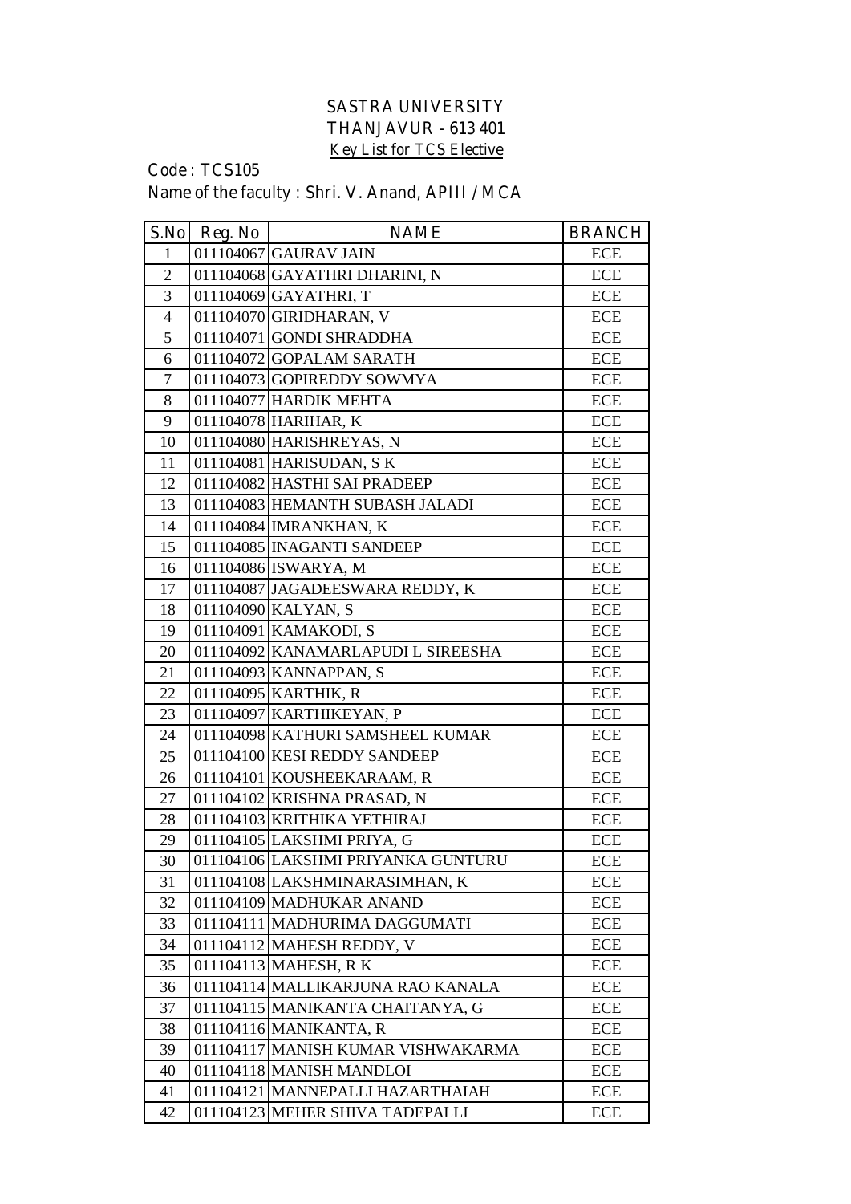# SASTRA UNIVERSITY
## THANJAVUR - 613 401
### Key List for TCS Elective

Code : TCS105

Name of the faculty : Shri. V. Anand, APIII / MCA

| S.No | Reg. No | NAME | BRANCH |
|---|---|---|---|
| 1 | 011104067 | GAURAV JAIN | ECE |
| 2 | 011104068 | GAYATHRI DHARINI, N | ECE |
| 3 | 011104069 | GAYATHRI, T | ECE |
| 4 | 011104070 | GIRIDHARAN, V | ECE |
| 5 | 011104071 | GONDI SHRADDHA | ECE |
| 6 | 011104072 | GOPALAM SARATH | ECE |
| 7 | 011104073 | GOPIREDDY SOWMYA | ECE |
| 8 | 011104077 | HARDIK MEHTA | ECE |
| 9 | 011104078 | HARIHAR, K | ECE |
| 10 | 011104080 | HARISHREYAS, N | ECE |
| 11 | 011104081 | HARISUDAN, S K | ECE |
| 12 | 011104082 | HASTHI SAI PRADEEP | ECE |
| 13 | 011104083 | HEMANTH SUBASH JALADI | ECE |
| 14 | 011104084 | IMRANKHAN, K | ECE |
| 15 | 011104085 | INAGANTI SANDEEP | ECE |
| 16 | 011104086 | ISWARYA, M | ECE |
| 17 | 011104087 | JAGADEESWARA REDDY, K | ECE |
| 18 | 011104090 | KALYAN, S | ECE |
| 19 | 011104091 | KAMAKODI, S | ECE |
| 20 | 011104092 | KANAMARLAPUDI L SIREESHA | ECE |
| 21 | 011104093 | KANNAPPAN, S | ECE |
| 22 | 011104095 | KARTHIK, R | ECE |
| 23 | 011104097 | KARTHIKEYAN, P | ECE |
| 24 | 011104098 | KATHURI SAMSHEEL KUMAR | ECE |
| 25 | 011104100 | KESI REDDY SANDEEP | ECE |
| 26 | 011104101 | KOUSHEEKARAAM, R | ECE |
| 27 | 011104102 | KRISHNA PRASAD, N | ECE |
| 28 | 011104103 | KRITHIKA YETHIRAJ | ECE |
| 29 | 011104105 | LAKSHMI PRIYA, G | ECE |
| 30 | 011104106 | LAKSHMI PRIYANKA GUNTURU | ECE |
| 31 | 011104108 | LAKSHMINARASIMHAN, K | ECE |
| 32 | 011104109 | MADHUKAR ANAND | ECE |
| 33 | 011104111 | MADHURIMA DAGGUMATI | ECE |
| 34 | 011104112 | MAHESH REDDY, V | ECE |
| 35 | 011104113 | MAHESH, R K | ECE |
| 36 | 011104114 | MALLIKARJUNA RAO KANALA | ECE |
| 37 | 011104115 | MANIKANTA CHAITANYA, G | ECE |
| 38 | 011104116 | MANIKANTA, R | ECE |
| 39 | 011104117 | MANISH KUMAR VISHWAKARMA | ECE |
| 40 | 011104118 | MANISH MANDLOI | ECE |
| 41 | 011104121 | MANNEPALLI HAZARTHAIAH | ECE |
| 42 | 011104123 | MEHER SHIVA TADEPALLI | ECE |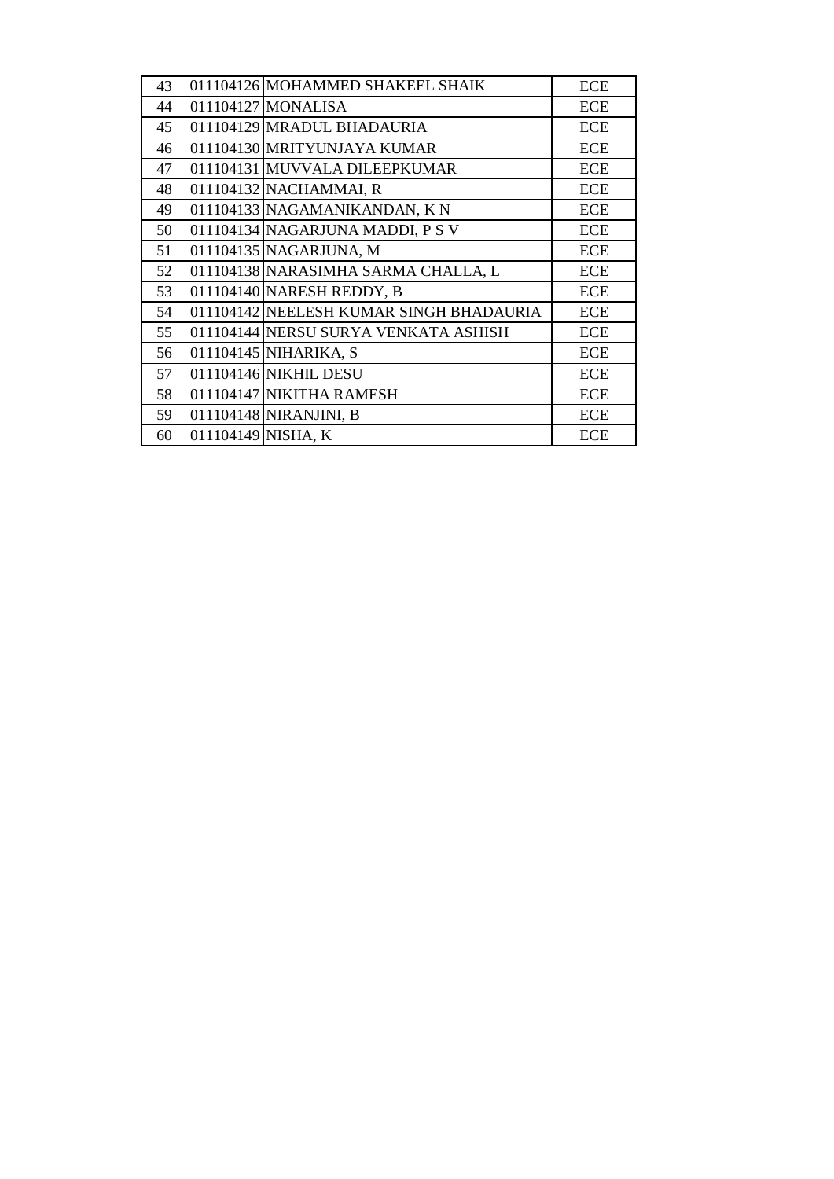| | | | |
|---|---|---|---|
| 43 | 011104126 | MOHAMMED SHAKEEL SHAIK | ECE |
| 44 | 011104127 | MONALISA | ECE |
| 45 | 011104129 | MRADUL BHADAURIA | ECE |
| 46 | 011104130 | MRITYUNJAYA KUMAR | ECE |
| 47 | 011104131 | MUVVALA DILEEPKUMAR | ECE |
| 48 | 011104132 | NACHAMMAI, R | ECE |
| 49 | 011104133 | NAGAMANIKANDAN, K N | ECE |
| 50 | 011104134 | NAGARJUNA MADDI, P S V | ECE |
| 51 | 011104135 | NAGARJUNA, M | ECE |
| 52 | 011104138 | NARASIMHA SARMA CHALLA, L | ECE |
| 53 | 011104140 | NARESH REDDY, B | ECE |
| 54 | 011104142 | NEELESH KUMAR SINGH BHADAURIA | ECE |
| 55 | 011104144 | NERSU SURYA VENKATA ASHISH | ECE |
| 56 | 011104145 | NIHARIKA, S | ECE |
| 57 | 011104146 | NIKHIL DESU | ECE |
| 58 | 011104147 | NIKITHA RAMESH | ECE |
| 59 | 011104148 | NIRANJINI, B | ECE |
| 60 | 011104149 | NISHA, K | ECE |